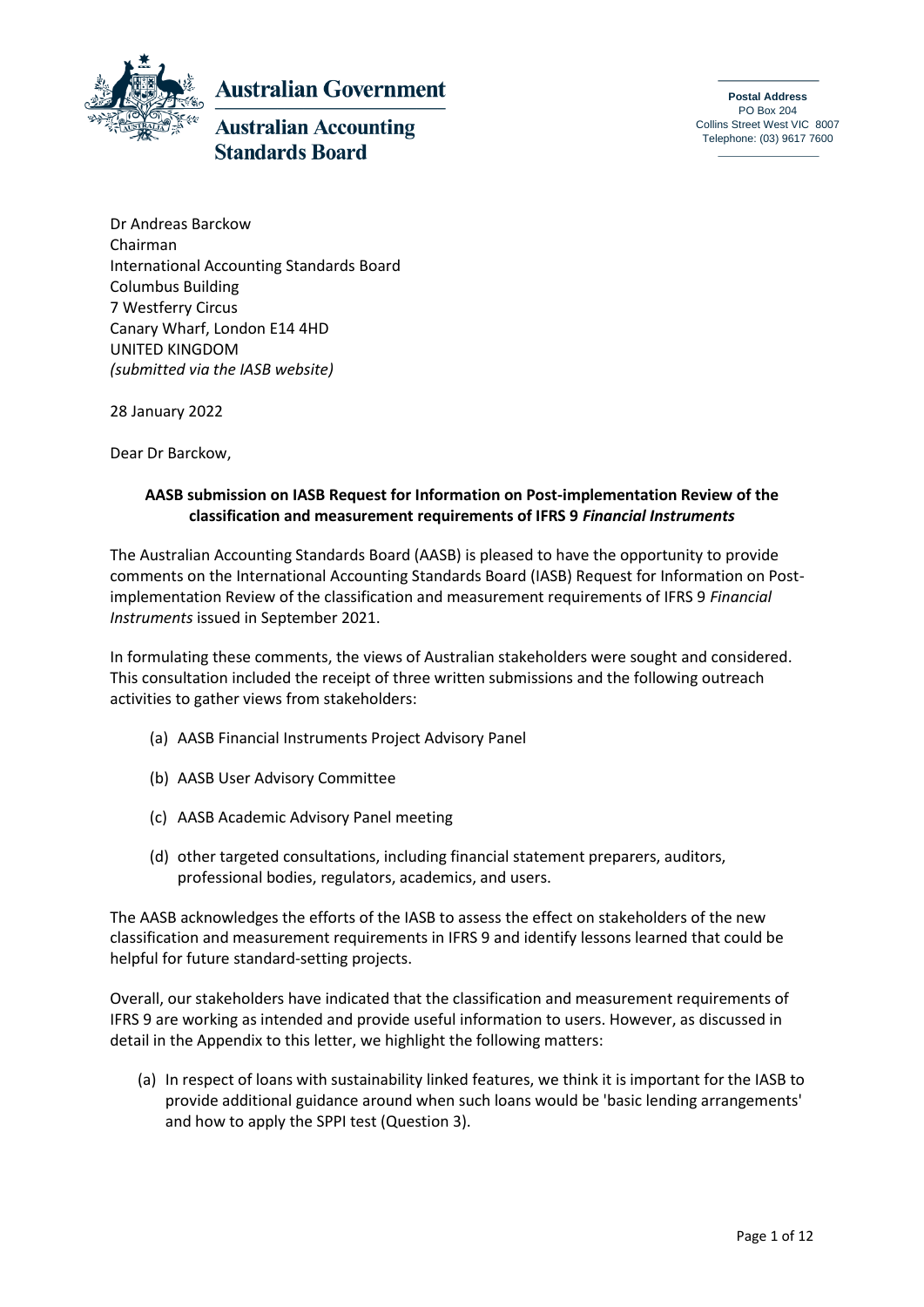**Australian Government**

**Australian Accounting Standards Board**

**Postal Address**
PO Box 204
Collins Street West VIC 8007
Telephone: (03) 9617 7600

Dr Andreas Barckow
Chairman
International Accounting Standards Board
Columbus Building
7 Westferry Circus
Canary Wharf, London E14 4HD
UNITED KINGDOM
*(submitted via the IASB website)*

28 January 2022

Dear Dr Barckow,

**AASB submission on IASB Request for Information on Post-implementation Review of the classification and measurement requirements of IFRS 9 *Financial Instruments***

The Australian Accounting Standards Board (AASB) is pleased to have the opportunity to provide comments on the International Accounting Standards Board (IASB) Request for Information on Post-implementation Review of the classification and measurement requirements of IFRS 9 *Financial Instruments* issued in September 2021.

In formulating these comments, the views of Australian stakeholders were sought and considered. This consultation included the receipt of three written submissions and the following outreach activities to gather views from stakeholders:

(a) AASB Financial Instruments Project Advisory Panel

(b) AASB User Advisory Committee

(c) AASB Academic Advisory Panel meeting

(d) other targeted consultations, including financial statement preparers, auditors, professional bodies, regulators, academics, and users.

The AASB acknowledges the efforts of the IASB to assess the effect on stakeholders of the new classification and measurement requirements in IFRS 9 and identify lessons learned that could be helpful for future standard-setting projects.

Overall, our stakeholders have indicated that the classification and measurement requirements of IFRS 9 are working as intended and provide useful information to users. However, as discussed in detail in the Appendix to this letter, we highlight the following matters:

(a) In respect of loans with sustainability linked features, we think it is important for the IASB to provide additional guidance around when such loans would be 'basic lending arrangements' and how to apply the SPPI test (Question 3).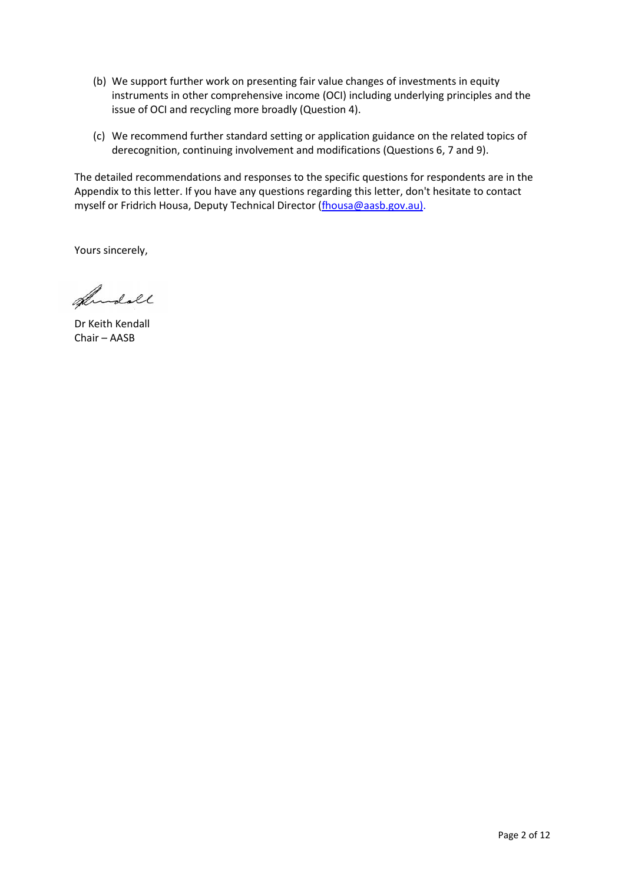(b) We support further work on presenting fair value changes of investments in equity instruments in other comprehensive income (OCI) including underlying principles and the issue of OCI and recycling more broadly (Question 4).

(c) We recommend further standard setting or application guidance on the related topics of derecognition, continuing involvement and modifications (Questions 6, 7 and 9).

The detailed recommendations and responses to the specific questions for respondents are in the Appendix to this letter. If you have any questions regarding this letter, don't hesitate to contact myself or Fridrich Housa, Deputy Technical Director (fhousa@aasb.gov.au).

Yours sincerely,

Dr Keith Kendall
Chair – AASB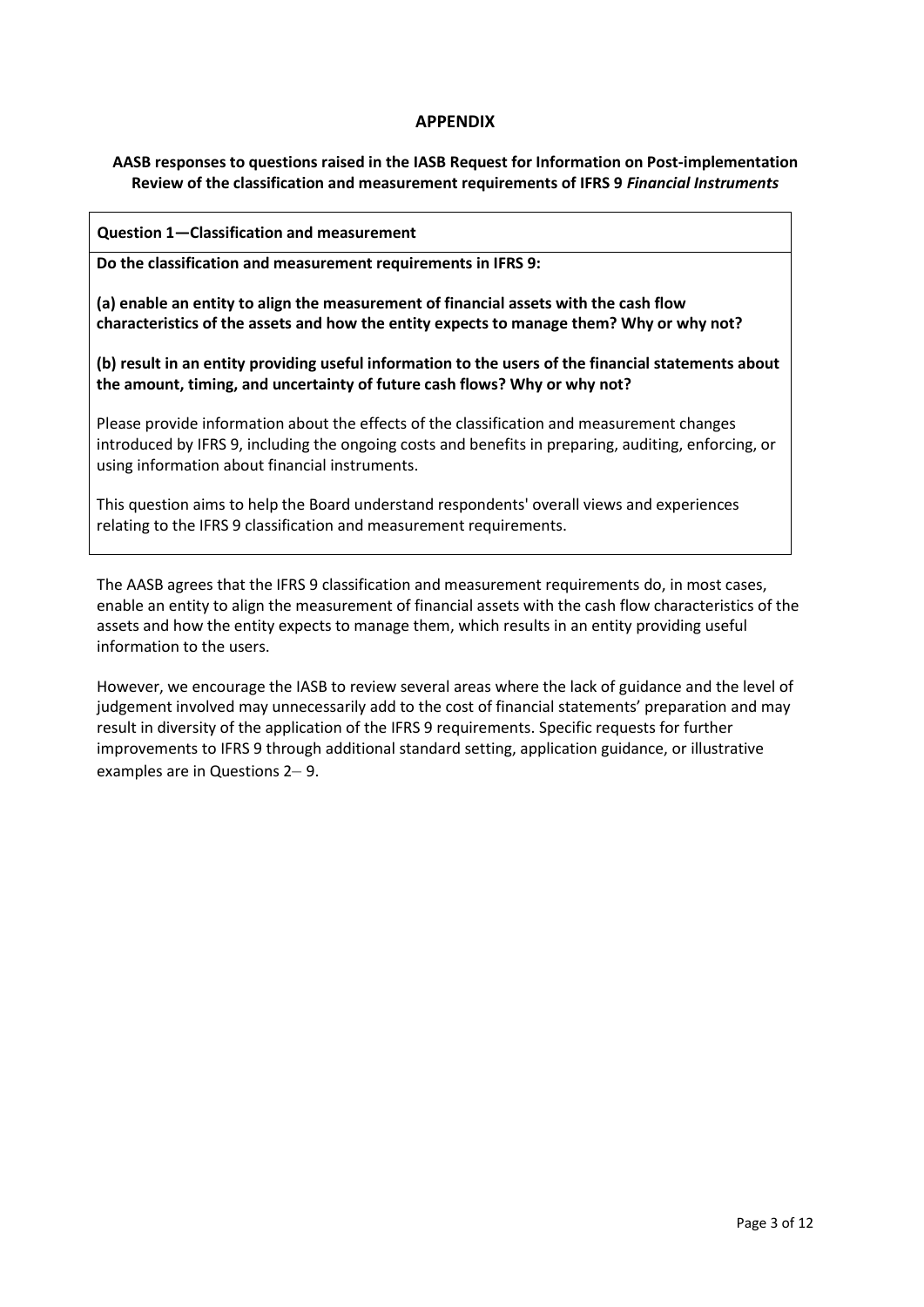## APPENDIX

**AASB responses to questions raised in the IASB Request for Information on Post-implementation Review of the classification and measurement requirements of IFRS 9 *Financial Instruments***

| **Question 1—Classification and measurement** |
|---|
| **Do the classification and measurement requirements in IFRS 9:**<br><br>**(a) enable an entity to align the measurement of financial assets with the cash flow characteristics of the assets and how the entity expects to manage them? Why or why not?**<br><br>**(b) result in an entity providing useful information to the users of the financial statements about the amount, timing, and uncertainty of future cash flows? Why or why not?**<br><br>Please provide information about the effects of the classification and measurement changes introduced by IFRS 9, including the ongoing costs and benefits in preparing, auditing, enforcing, or using information about financial instruments.<br><br>This question aims to help the Board understand respondents' overall views and experiences relating to the IFRS 9 classification and measurement requirements. |

The AASB agrees that the IFRS 9 classification and measurement requirements do, in most cases, enable an entity to align the measurement of financial assets with the cash flow characteristics of the assets and how the entity expects to manage them, which results in an entity providing useful information to the users.

However, we encourage the IASB to review several areas where the lack of guidance and the level of judgement involved may unnecessarily add to the cost of financial statements' preparation and may result in diversity of the application of the IFRS 9 requirements. Specific requests for further improvements to IFRS 9 through additional standard setting, application guidance, or illustrative examples are in Questions 2– 9.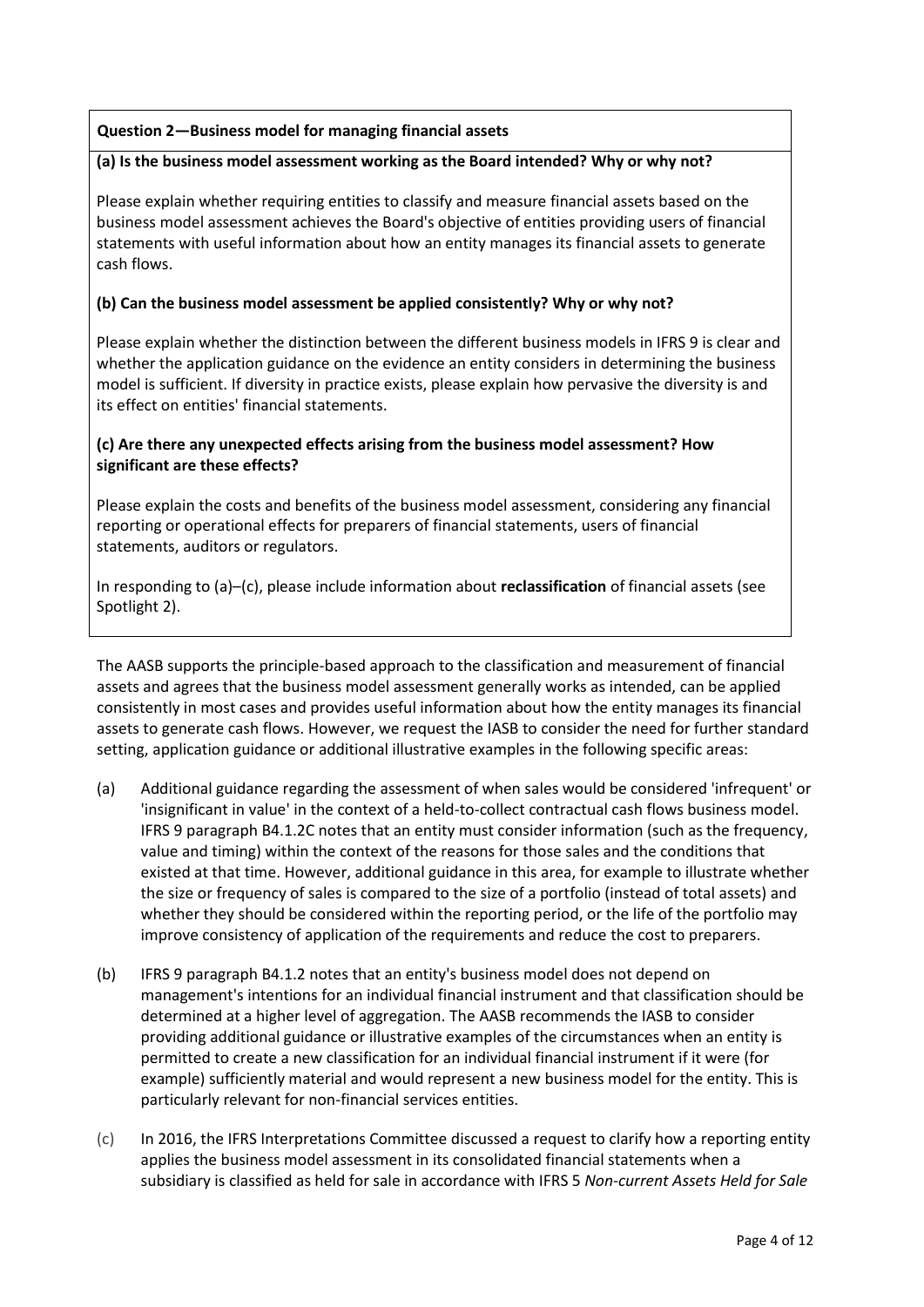**Question 2—Business model for managing financial assets**

**(a) Is the business model assessment working as the Board intended? Why or why not?**

Please explain whether requiring entities to classify and measure financial assets based on the business model assessment achieves the Board's objective of entities providing users of financial statements with useful information about how an entity manages its financial assets to generate cash flows.

**(b) Can the business model assessment be applied consistently? Why or why not?**

Please explain whether the distinction between the different business models in IFRS 9 is clear and whether the application guidance on the evidence an entity considers in determining the business model is sufficient. If diversity in practice exists, please explain how pervasive the diversity is and its effect on entities' financial statements.

**(c) Are there any unexpected effects arising from the business model assessment? How significant are these effects?**

Please explain the costs and benefits of the business model assessment, considering any financial reporting or operational effects for preparers of financial statements, users of financial statements, auditors or regulators.

In responding to (a)–(c), please include information about **reclassification** of financial assets (see Spotlight 2).

The AASB supports the principle-based approach to the classification and measurement of financial assets and agrees that the business model assessment generally works as intended, can be applied consistently in most cases and provides useful information about how the entity manages its financial assets to generate cash flows. However, we request the IASB to consider the need for further standard setting, application guidance or additional illustrative examples in the following specific areas:

(a) Additional guidance regarding the assessment of when sales would be considered 'infrequent' or 'insignificant in value' in the context of a held-to-collect contractual cash flows business model. IFRS 9 paragraph B4.1.2C notes that an entity must consider information (such as the frequency, value and timing) within the context of the reasons for those sales and the conditions that existed at that time. However, additional guidance in this area, for example to illustrate whether the size or frequency of sales is compared to the size of a portfolio (instead of total assets) and whether they should be considered within the reporting period, or the life of the portfolio may improve consistency of application of the requirements and reduce the cost to preparers.

(b) IFRS 9 paragraph B4.1.2 notes that an entity's business model does not depend on management's intentions for an individual financial instrument and that classification should be determined at a higher level of aggregation. The AASB recommends the IASB to consider providing additional guidance or illustrative examples of the circumstances when an entity is permitted to create a new classification for an individual financial instrument if it were (for example) sufficiently material and would represent a new business model for the entity. This is particularly relevant for non-financial services entities.

(c) In 2016, the IFRS Interpretations Committee discussed a request to clarify how a reporting entity applies the business model assessment in its consolidated financial statements when a subsidiary is classified as held for sale in accordance with IFRS 5 *Non-current Assets Held for Sale*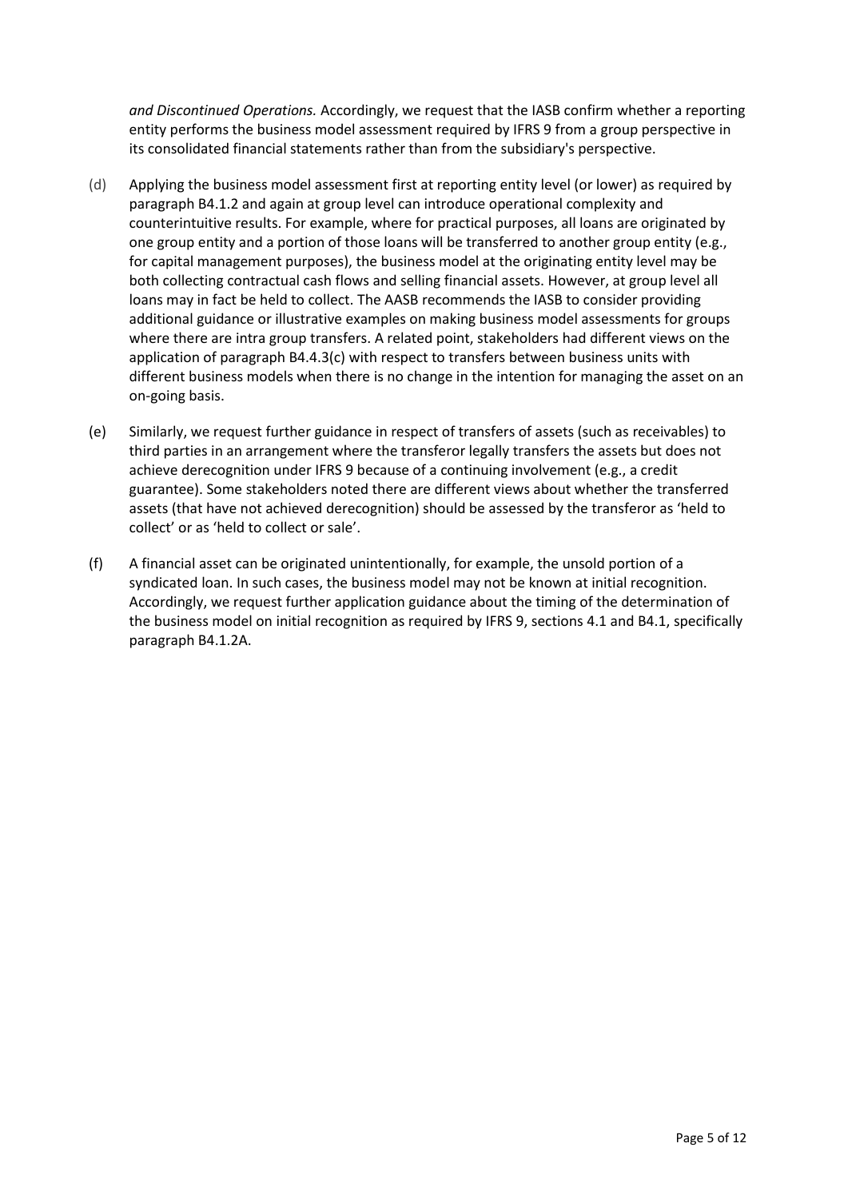*and Discontinued Operations.* Accordingly, we request that the IASB confirm whether a reporting entity performs the business model assessment required by IFRS 9 from a group perspective in its consolidated financial statements rather than from the subsidiary's perspective.

(d) Applying the business model assessment first at reporting entity level (or lower) as required by paragraph B4.1.2 and again at group level can introduce operational complexity and counterintuitive results. For example, where for practical purposes, all loans are originated by one group entity and a portion of those loans will be transferred to another group entity (e.g., for capital management purposes), the business model at the originating entity level may be both collecting contractual cash flows and selling financial assets. However, at group level all loans may in fact be held to collect. The AASB recommends the IASB to consider providing additional guidance or illustrative examples on making business model assessments for groups where there are intra group transfers. A related point, stakeholders had different views on the application of paragraph B4.4.3(c) with respect to transfers between business units with different business models when there is no change in the intention for managing the asset on an on-going basis.

(e) Similarly, we request further guidance in respect of transfers of assets (such as receivables) to third parties in an arrangement where the transferor legally transfers the assets but does not achieve derecognition under IFRS 9 because of a continuing involvement (e.g., a credit guarantee). Some stakeholders noted there are different views about whether the transferred assets (that have not achieved derecognition) should be assessed by the transferor as 'held to collect' or as 'held to collect or sale'.

(f) A financial asset can be originated unintentionally, for example, the unsold portion of a syndicated loan. In such cases, the business model may not be known at initial recognition. Accordingly, we request further application guidance about the timing of the determination of the business model on initial recognition as required by IFRS 9, sections 4.1 and B4.1, specifically paragraph B4.1.2A.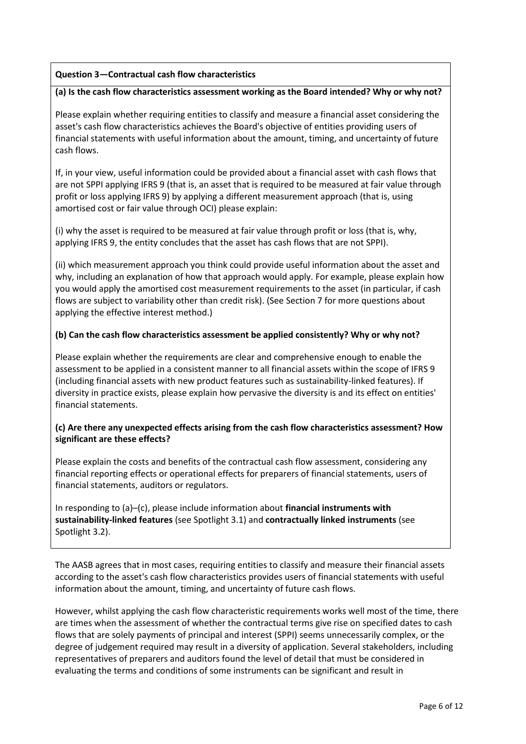**Question 3—Contractual cash flow characteristics**

**(a) Is the cash flow characteristics assessment working as the Board intended? Why or why not?**

Please explain whether requiring entities to classify and measure a financial asset considering the asset's cash flow characteristics achieves the Board's objective of entities providing users of financial statements with useful information about the amount, timing, and uncertainty of future cash flows.

If, in your view, useful information could be provided about a financial asset with cash flows that are not SPPI applying IFRS 9 (that is, an asset that is required to be measured at fair value through profit or loss applying IFRS 9) by applying a different measurement approach (that is, using amortised cost or fair value through OCI) please explain:

(i) why the asset is required to be measured at fair value through profit or loss (that is, why, applying IFRS 9, the entity concludes that the asset has cash flows that are not SPPI).

(ii) which measurement approach you think could provide useful information about the asset and why, including an explanation of how that approach would apply. For example, please explain how you would apply the amortised cost measurement requirements to the asset (in particular, if cash flows are subject to variability other than credit risk). (See Section 7 for more questions about applying the effective interest method.)

**(b) Can the cash flow characteristics assessment be applied consistently? Why or why not?**

Please explain whether the requirements are clear and comprehensive enough to enable the assessment to be applied in a consistent manner to all financial assets within the scope of IFRS 9 (including financial assets with new product features such as sustainability-linked features). If diversity in practice exists, please explain how pervasive the diversity is and its effect on entities' financial statements.

**(c) Are there any unexpected effects arising from the cash flow characteristics assessment? How significant are these effects?**

Please explain the costs and benefits of the contractual cash flow assessment, considering any financial reporting effects or operational effects for preparers of financial statements, users of financial statements, auditors or regulators.

In responding to (a)–(c), please include information about **financial instruments with sustainability-linked features** (see Spotlight 3.1) and **contractually linked instruments** (see Spotlight 3.2).

The AASB agrees that in most cases, requiring entities to classify and measure their financial assets according to the asset's cash flow characteristics provides users of financial statements with useful information about the amount, timing, and uncertainty of future cash flows.

However, whilst applying the cash flow characteristic requirements works well most of the time, there are times when the assessment of whether the contractual terms give rise on specified dates to cash flows that are solely payments of principal and interest (SPPI) seems unnecessarily complex, or the degree of judgement required may result in a diversity of application. Several stakeholders, including representatives of preparers and auditors found the level of detail that must be considered in evaluating the terms and conditions of some instruments can be significant and result in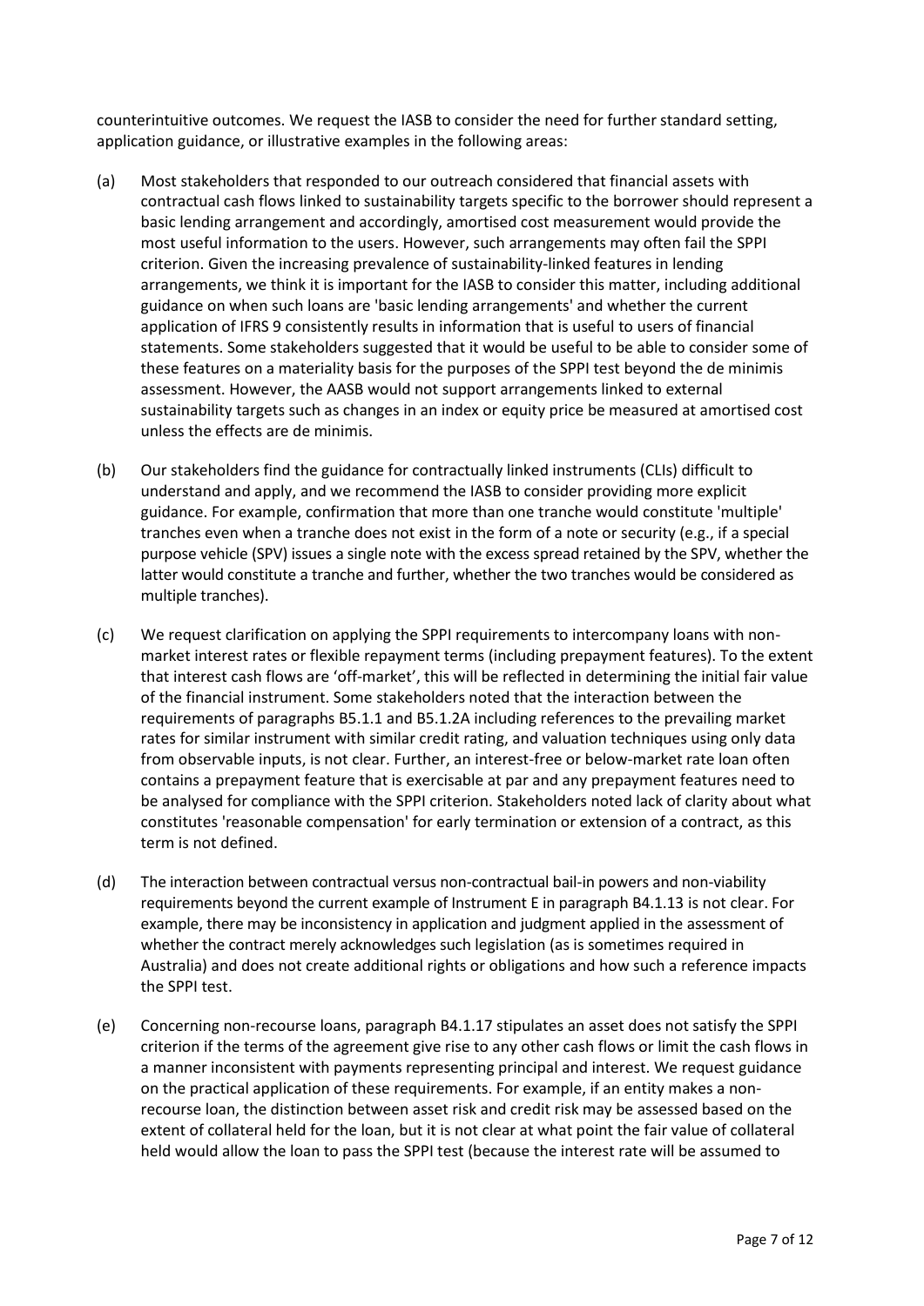counterintuitive outcomes. We request the IASB to consider the need for further standard setting, application guidance, or illustrative examples in the following areas:

(a) Most stakeholders that responded to our outreach considered that financial assets with contractual cash flows linked to sustainability targets specific to the borrower should represent a basic lending arrangement and accordingly, amortised cost measurement would provide the most useful information to the users. However, such arrangements may often fail the SPPI criterion. Given the increasing prevalence of sustainability-linked features in lending arrangements, we think it is important for the IASB to consider this matter, including additional guidance on when such loans are 'basic lending arrangements' and whether the current application of IFRS 9 consistently results in information that is useful to users of financial statements. Some stakeholders suggested that it would be useful to be able to consider some of these features on a materiality basis for the purposes of the SPPI test beyond the de minimis assessment. However, the AASB would not support arrangements linked to external sustainability targets such as changes in an index or equity price be measured at amortised cost unless the effects are de minimis.

(b) Our stakeholders find the guidance for contractually linked instruments (CLIs) difficult to understand and apply, and we recommend the IASB to consider providing more explicit guidance. For example, confirmation that more than one tranche would constitute 'multiple' tranches even when a tranche does not exist in the form of a note or security (e.g., if a special purpose vehicle (SPV) issues a single note with the excess spread retained by the SPV, whether the latter would constitute a tranche and further, whether the two tranches would be considered as multiple tranches).

(c) We request clarification on applying the SPPI requirements to intercompany loans with non-market interest rates or flexible repayment terms (including prepayment features). To the extent that interest cash flows are 'off-market', this will be reflected in determining the initial fair value of the financial instrument. Some stakeholders noted that the interaction between the requirements of paragraphs B5.1.1 and B5.1.2A including references to the prevailing market rates for similar instrument with similar credit rating, and valuation techniques using only data from observable inputs, is not clear. Further, an interest-free or below-market rate loan often contains a prepayment feature that is exercisable at par and any prepayment features need to be analysed for compliance with the SPPI criterion. Stakeholders noted lack of clarity about what constitutes 'reasonable compensation' for early termination or extension of a contract, as this term is not defined.

(d) The interaction between contractual versus non-contractual bail-in powers and non-viability requirements beyond the current example of Instrument E in paragraph B4.1.13 is not clear. For example, there may be inconsistency in application and judgment applied in the assessment of whether the contract merely acknowledges such legislation (as is sometimes required in Australia) and does not create additional rights or obligations and how such a reference impacts the SPPI test.

(e) Concerning non-recourse loans, paragraph B4.1.17 stipulates an asset does not satisfy the SPPI criterion if the terms of the agreement give rise to any other cash flows or limit the cash flows in a manner inconsistent with payments representing principal and interest. We request guidance on the practical application of these requirements. For example, if an entity makes a non-recourse loan, the distinction between asset risk and credit risk may be assessed based on the extent of collateral held for the loan, but it is not clear at what point the fair value of collateral held would allow the loan to pass the SPPI test (because the interest rate will be assumed to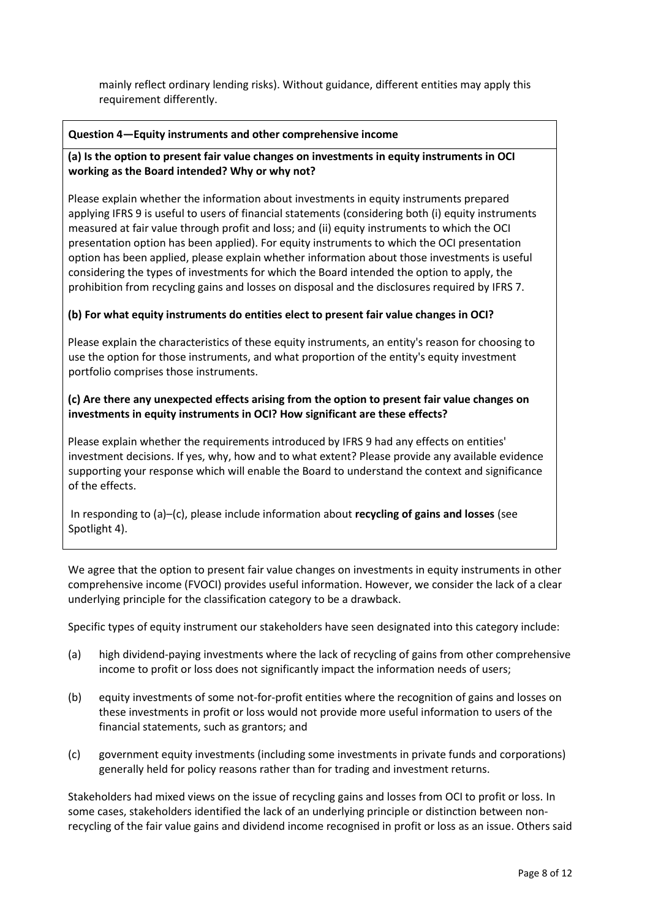mainly reflect ordinary lending risks). Without guidance, different entities may apply this requirement differently.

**Question 4—Equity instruments and other comprehensive income**

**(a) Is the option to present fair value changes on investments in equity instruments in OCI working as the Board intended? Why or why not?**

Please explain whether the information about investments in equity instruments prepared applying IFRS 9 is useful to users of financial statements (considering both (i) equity instruments measured at fair value through profit and loss; and (ii) equity instruments to which the OCI presentation option has been applied). For equity instruments to which the OCI presentation option has been applied, please explain whether information about those investments is useful considering the types of investments for which the Board intended the option to apply, the prohibition from recycling gains and losses on disposal and the disclosures required by IFRS 7.

**(b) For what equity instruments do entities elect to present fair value changes in OCI?**

Please explain the characteristics of these equity instruments, an entity's reason for choosing to use the option for those instruments, and what proportion of the entity's equity investment portfolio comprises those instruments.

**(c) Are there any unexpected effects arising from the option to present fair value changes on investments in equity instruments in OCI? How significant are these effects?**

Please explain whether the requirements introduced by IFRS 9 had any effects on entities' investment decisions. If yes, why, how and to what extent? Please provide any available evidence supporting your response which will enable the Board to understand the context and significance of the effects.

In responding to (a)–(c), please include information about **recycling of gains and losses** (see Spotlight 4).

We agree that the option to present fair value changes on investments in equity instruments in other comprehensive income (FVOCI) provides useful information. However, we consider the lack of a clear underlying principle for the classification category to be a drawback.

Specific types of equity instrument our stakeholders have seen designated into this category include:

(a) high dividend-paying investments where the lack of recycling of gains from other comprehensive income to profit or loss does not significantly impact the information needs of users;

(b) equity investments of some not-for-profit entities where the recognition of gains and losses on these investments in profit or loss would not provide more useful information to users of the financial statements, such as grantors; and

(c) government equity investments (including some investments in private funds and corporations) generally held for policy reasons rather than for trading and investment returns.

Stakeholders had mixed views on the issue of recycling gains and losses from OCI to profit or loss. In some cases, stakeholders identified the lack of an underlying principle or distinction between non-recycling of the fair value gains and dividend income recognised in profit or loss as an issue. Others said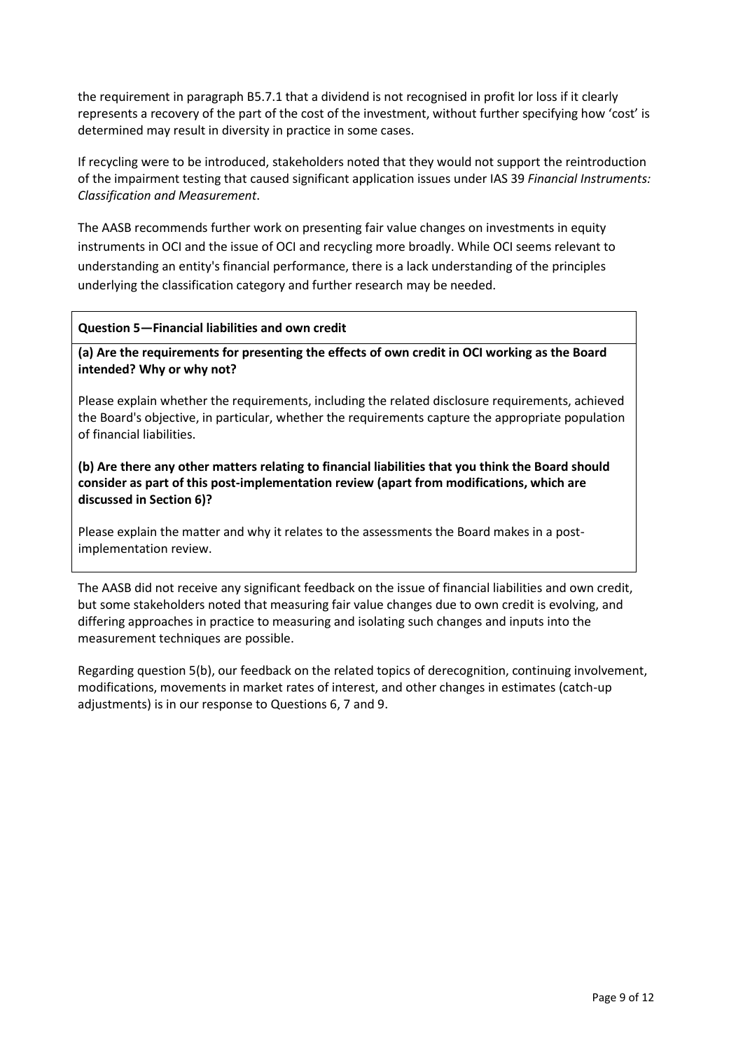the requirement in paragraph B5.7.1 that a dividend is not recognised in profit lor loss if it clearly represents a recovery of the part of the cost of the investment, without further specifying how 'cost' is determined may result in diversity in practice in some cases.

If recycling were to be introduced, stakeholders noted that they would not support the reintroduction of the impairment testing that caused significant application issues under IAS 39 *Financial Instruments: Classification and Measurement*.

The AASB recommends further work on presenting fair value changes on investments in equity instruments in OCI and the issue of OCI and recycling more broadly. While OCI seems relevant to understanding an entity's financial performance, there is a lack understanding of the principles underlying the classification category and further research may be needed.

**Question 5—Financial liabilities and own credit**

**(a) Are the requirements for presenting the effects of own credit in OCI working as the Board intended? Why or why not?**

Please explain whether the requirements, including the related disclosure requirements, achieved the Board's objective, in particular, whether the requirements capture the appropriate population of financial liabilities.

**(b) Are there any other matters relating to financial liabilities that you think the Board should consider as part of this post-implementation review (apart from modifications, which are discussed in Section 6)?**

Please explain the matter and why it relates to the assessments the Board makes in a post-implementation review.

The AASB did not receive any significant feedback on the issue of financial liabilities and own credit, but some stakeholders noted that measuring fair value changes due to own credit is evolving, and differing approaches in practice to measuring and isolating such changes and inputs into the measurement techniques are possible.

Regarding question 5(b), our feedback on the related topics of derecognition, continuing involvement, modifications, movements in market rates of interest, and other changes in estimates (catch-up adjustments) is in our response to Questions 6, 7 and 9.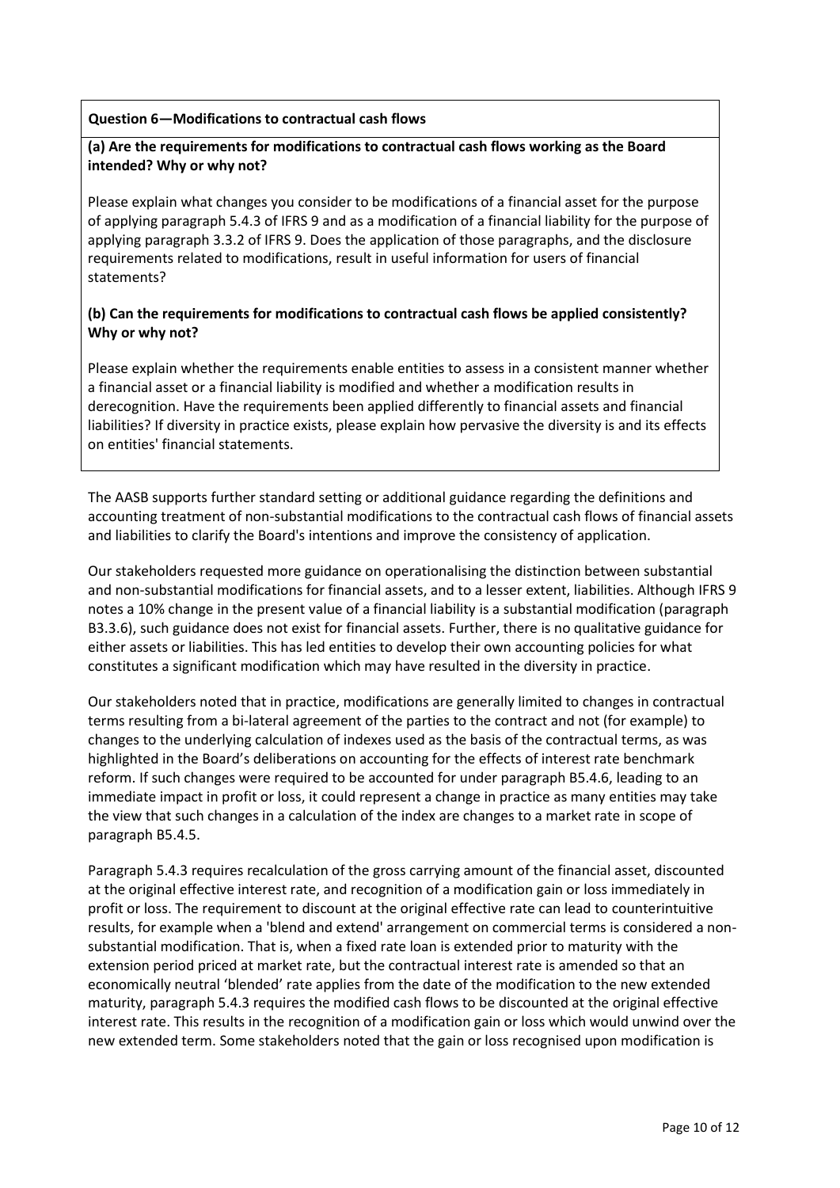**Question 6—Modifications to contractual cash flows**

**(a) Are the requirements for modifications to contractual cash flows working as the Board intended? Why or why not?**

Please explain what changes you consider to be modifications of a financial asset for the purpose of applying paragraph 5.4.3 of IFRS 9 and as a modification of a financial liability for the purpose of applying paragraph 3.3.2 of IFRS 9. Does the application of those paragraphs, and the disclosure requirements related to modifications, result in useful information for users of financial statements?

**(b) Can the requirements for modifications to contractual cash flows be applied consistently? Why or why not?**

Please explain whether the requirements enable entities to assess in a consistent manner whether a financial asset or a financial liability is modified and whether a modification results in derecognition. Have the requirements been applied differently to financial assets and financial liabilities? If diversity in practice exists, please explain how pervasive the diversity is and its effects on entities' financial statements.

The AASB supports further standard setting or additional guidance regarding the definitions and accounting treatment of non-substantial modifications to the contractual cash flows of financial assets and liabilities to clarify the Board's intentions and improve the consistency of application.

Our stakeholders requested more guidance on operationalising the distinction between substantial and non-substantial modifications for financial assets, and to a lesser extent, liabilities. Although IFRS 9 notes a 10% change in the present value of a financial liability is a substantial modification (paragraph B3.3.6), such guidance does not exist for financial assets. Further, there is no qualitative guidance for either assets or liabilities. This has led entities to develop their own accounting policies for what constitutes a significant modification which may have resulted in the diversity in practice.

Our stakeholders noted that in practice, modifications are generally limited to changes in contractual terms resulting from a bi-lateral agreement of the parties to the contract and not (for example) to changes to the underlying calculation of indexes used as the basis of the contractual terms, as was highlighted in the Board's deliberations on accounting for the effects of interest rate benchmark reform. If such changes were required to be accounted for under paragraph B5.4.6, leading to an immediate impact in profit or loss, it could represent a change in practice as many entities may take the view that such changes in a calculation of the index are changes to a market rate in scope of paragraph B5.4.5.

Paragraph 5.4.3 requires recalculation of the gross carrying amount of the financial asset, discounted at the original effective interest rate, and recognition of a modification gain or loss immediately in profit or loss. The requirement to discount at the original effective rate can lead to counterintuitive results, for example when a 'blend and extend' arrangement on commercial terms is considered a non-substantial modification. That is, when a fixed rate loan is extended prior to maturity with the extension period priced at market rate, but the contractual interest rate is amended so that an economically neutral 'blended' rate applies from the date of the modification to the new extended maturity, paragraph 5.4.3 requires the modified cash flows to be discounted at the original effective interest rate. This results in the recognition of a modification gain or loss which would unwind over the new extended term. Some stakeholders noted that the gain or loss recognised upon modification is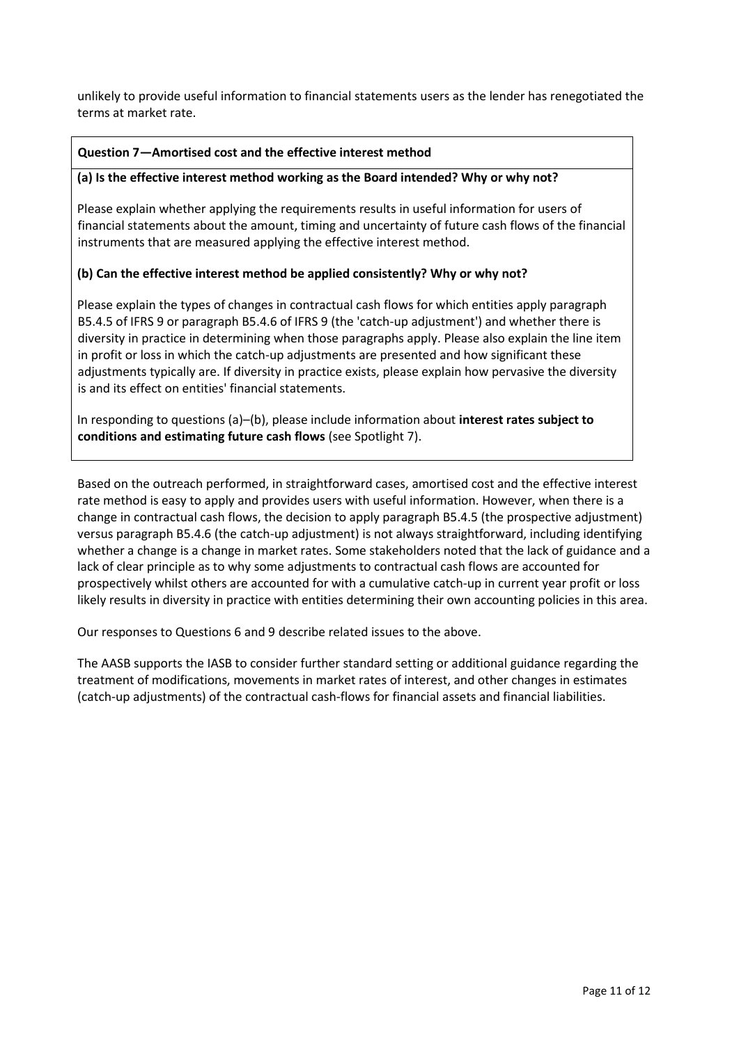unlikely to provide useful information to financial statements users as the lender has renegotiated the terms at market rate.

**Question 7—Amortised cost and the effective interest method**

**(a) Is the effective interest method working as the Board intended? Why or why not?**

Please explain whether applying the requirements results in useful information for users of financial statements about the amount, timing and uncertainty of future cash flows of the financial instruments that are measured applying the effective interest method.

**(b) Can the effective interest method be applied consistently? Why or why not?**

Please explain the types of changes in contractual cash flows for which entities apply paragraph B5.4.5 of IFRS 9 or paragraph B5.4.6 of IFRS 9 (the 'catch-up adjustment') and whether there is diversity in practice in determining when those paragraphs apply. Please also explain the line item in profit or loss in which the catch-up adjustments are presented and how significant these adjustments typically are. If diversity in practice exists, please explain how pervasive the diversity is and its effect on entities' financial statements.

In responding to questions (a)–(b), please include information about **interest rates subject to conditions and estimating future cash flows** (see Spotlight 7).

Based on the outreach performed, in straightforward cases, amortised cost and the effective interest rate method is easy to apply and provides users with useful information. However, when there is a change in contractual cash flows, the decision to apply paragraph B5.4.5 (the prospective adjustment) versus paragraph B5.4.6 (the catch-up adjustment) is not always straightforward, including identifying whether a change is a change in market rates. Some stakeholders noted that the lack of guidance and a lack of clear principle as to why some adjustments to contractual cash flows are accounted for prospectively whilst others are accounted for with a cumulative catch-up in current year profit or loss likely results in diversity in practice with entities determining their own accounting policies in this area.

Our responses to Questions 6 and 9 describe related issues to the above.

The AASB supports the IASB to consider further standard setting or additional guidance regarding the treatment of modifications, movements in market rates of interest, and other changes in estimates (catch-up adjustments) of the contractual cash-flows for financial assets and financial liabilities.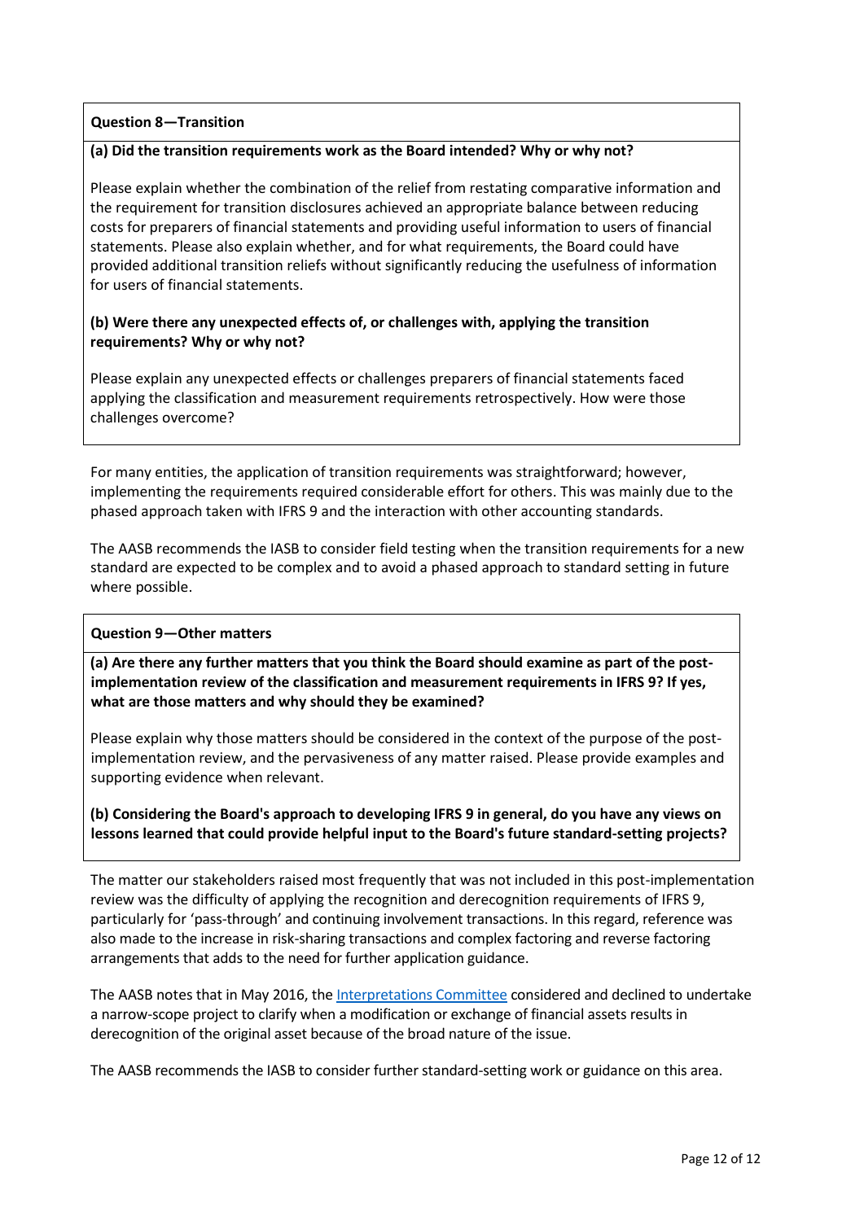**Question 8—Transition**

**(a) Did the transition requirements work as the Board intended? Why or why not?**

Please explain whether the combination of the relief from restating comparative information and the requirement for transition disclosures achieved an appropriate balance between reducing costs for preparers of financial statements and providing useful information to users of financial statements. Please also explain whether, and for what requirements, the Board could have provided additional transition reliefs without significantly reducing the usefulness of information for users of financial statements.

**(b) Were there any unexpected effects of, or challenges with, applying the transition requirements? Why or why not?**

Please explain any unexpected effects or challenges preparers of financial statements faced applying the classification and measurement requirements retrospectively. How were those challenges overcome?

For many entities, the application of transition requirements was straightforward; however, implementing the requirements required considerable effort for others. This was mainly due to the phased approach taken with IFRS 9 and the interaction with other accounting standards.

The AASB recommends the IASB to consider field testing when the transition requirements for a new standard are expected to be complex and to avoid a phased approach to standard setting in future where possible.

**Question 9—Other matters**

**(a) Are there any further matters that you think the Board should examine as part of the post-implementation review of the classification and measurement requirements in IFRS 9? If yes, what are those matters and why should they be examined?**

Please explain why those matters should be considered in the context of the purpose of the post-implementation review, and the pervasiveness of any matter raised. Please provide examples and supporting evidence when relevant.

**(b) Considering the Board's approach to developing IFRS 9 in general, do you have any views on lessons learned that could provide helpful input to the Board's future standard-setting projects?**

The matter our stakeholders raised most frequently that was not included in this post-implementation review was the difficulty of applying the recognition and derecognition requirements of IFRS 9, particularly for 'pass-through' and continuing involvement transactions. In this regard, reference was also made to the increase in risk-sharing transactions and complex factoring and reverse factoring arrangements that adds to the need for further application guidance.

The AASB notes that in May 2016, the Interpretations Committee considered and declined to undertake a narrow-scope project to clarify when a modification or exchange of financial assets results in derecognition of the original asset because of the broad nature of the issue.

The AASB recommends the IASB to consider further standard-setting work or guidance on this area.